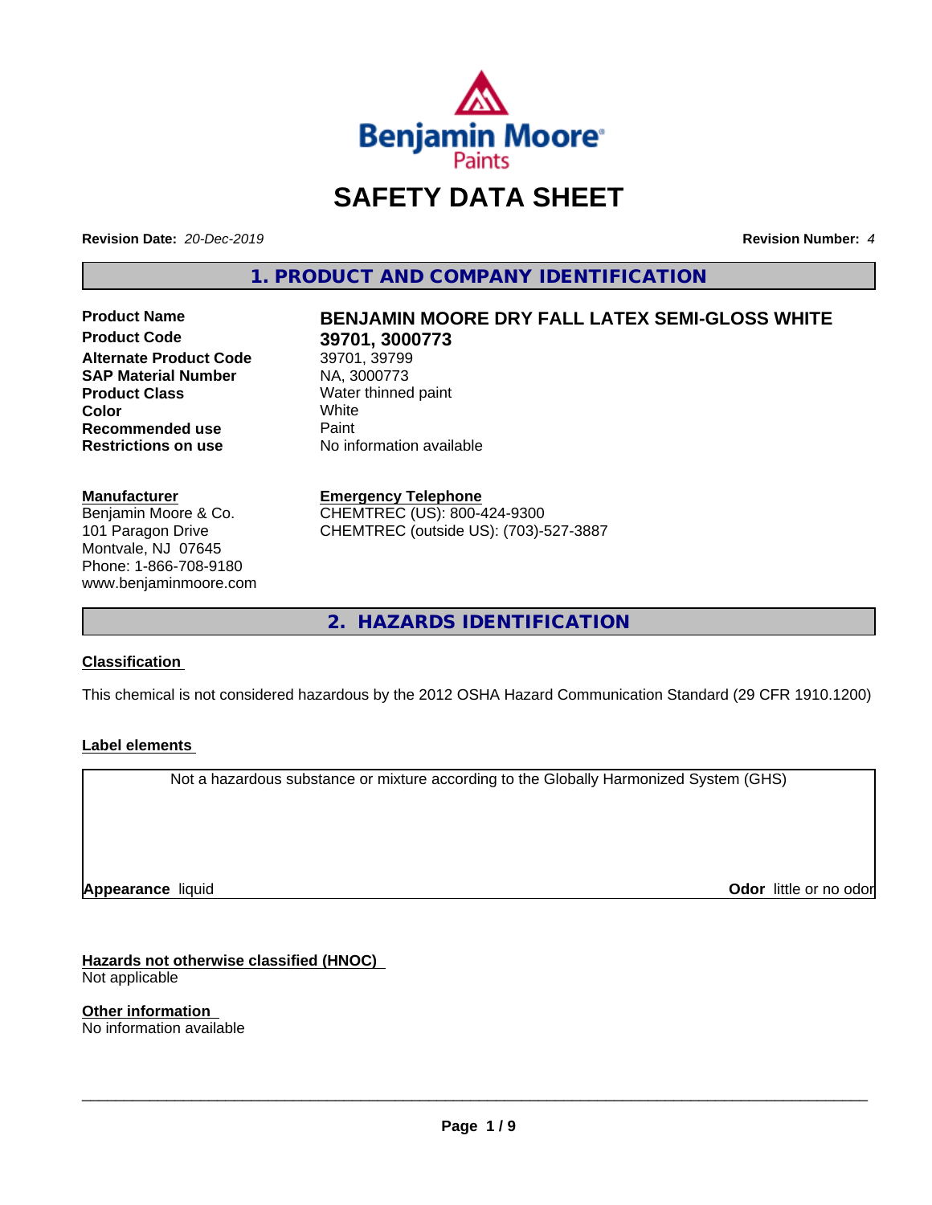Benjamin Moore Paints

# SAFETY DATA SHEET

**Revision Date:** *20-Dec-2019* **Revision Number:** *4*

## 1. PRODUCT AND COMPANY IDENTIFICATION

| | |
|---|---|
| **Product Name** | **BENJAMIN MOORE DRY FALL LATEX SEMI-GLOSS WHITE** |
| **Product Code** | **39701, 3000773** |
| **Alternate Product Code** | 39701, 39799 |
| **SAP Material Number** | NA, 3000773 |
| **Product Class** | Water thinned paint |
| **Color** | White |
| **Recommended use** | Paint |
| **Restrictions on use** | No information available |

**Manufacturer**
Benjamin Moore & Co.
101 Paragon Drive
Montvale, NJ 07645
Phone: 1-866-708-9180
www.benjaminmoore.com

**Emergency Telephone**
CHEMTREC (US): 800-424-9300
CHEMTREC (outside US): (703)-527-3887

## 2. HAZARDS IDENTIFICATION

**Classification**

This chemical is not considered hazardous by the 2012 OSHA Hazard Communication Standard (29 CFR 1910.1200)

**Label elements**

Not a hazardous substance or mixture according to the Globally Harmonized System (GHS)

**Appearance** liquid **Odor** little or no odor

**Hazards not otherwise classified (HNOC)**
Not applicable

**Other information**
No information available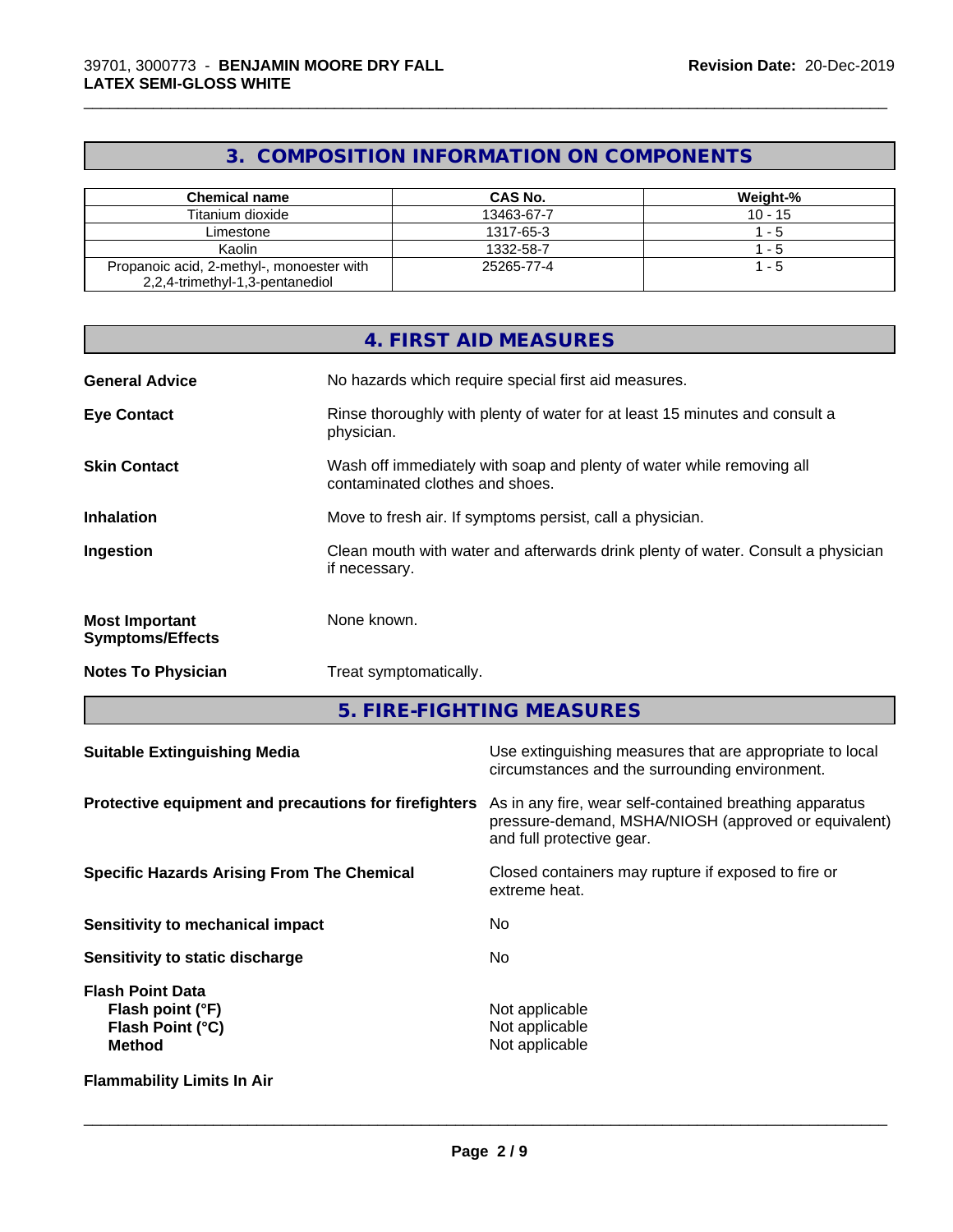## 3. COMPOSITION INFORMATION ON COMPONENTS

| Chemical name | CAS No. | Weight-% |
|---|---|---|
| Titanium dioxide | 13463-67-7 | 10 - 15 |
| Limestone | 1317-65-3 | 1 - 5 |
| Kaolin | 1332-58-7 | 1 - 5 |
| Propanoic acid, 2-methyl-, monoester with 2,2,4-trimethyl-1,3-pentanediol | 25265-77-4 | 1 - 5 |

## 4. FIRST AID MEASURES

**General Advice** No hazards which require special first aid measures.

**Eye Contact** Rinse thoroughly with plenty of water for at least 15 minutes and consult a physician.

**Skin Contact** Wash off immediately with soap and plenty of water while removing all contaminated clothes and shoes.

**Inhalation** Move to fresh air. If symptoms persist, call a physician.

**Ingestion** Clean mouth with water and afterwards drink plenty of water. Consult a physician if necessary.

**Most Important Symptoms/Effects** None known.

**Notes To Physician** Treat symptomatically.

## 5. FIRE-FIGHTING MEASURES

**Suitable Extinguishing Media** Use extinguishing measures that are appropriate to local circumstances and the surrounding environment.

**Protective equipment and precautions for firefighters** As in any fire, wear self-contained breathing apparatus pressure-demand, MSHA/NIOSH (approved or equivalent) and full protective gear.

**Specific Hazards Arising From The Chemical** Closed containers may rupture if exposed to fire or extreme heat.

**Sensitivity to mechanical impact** No

**Sensitivity to static discharge** No

**Flash Point Data**
**Flash point (°F)** Not applicable
**Flash Point (°C)** Not applicable
**Method** Not applicable

**Flammability Limits In Air**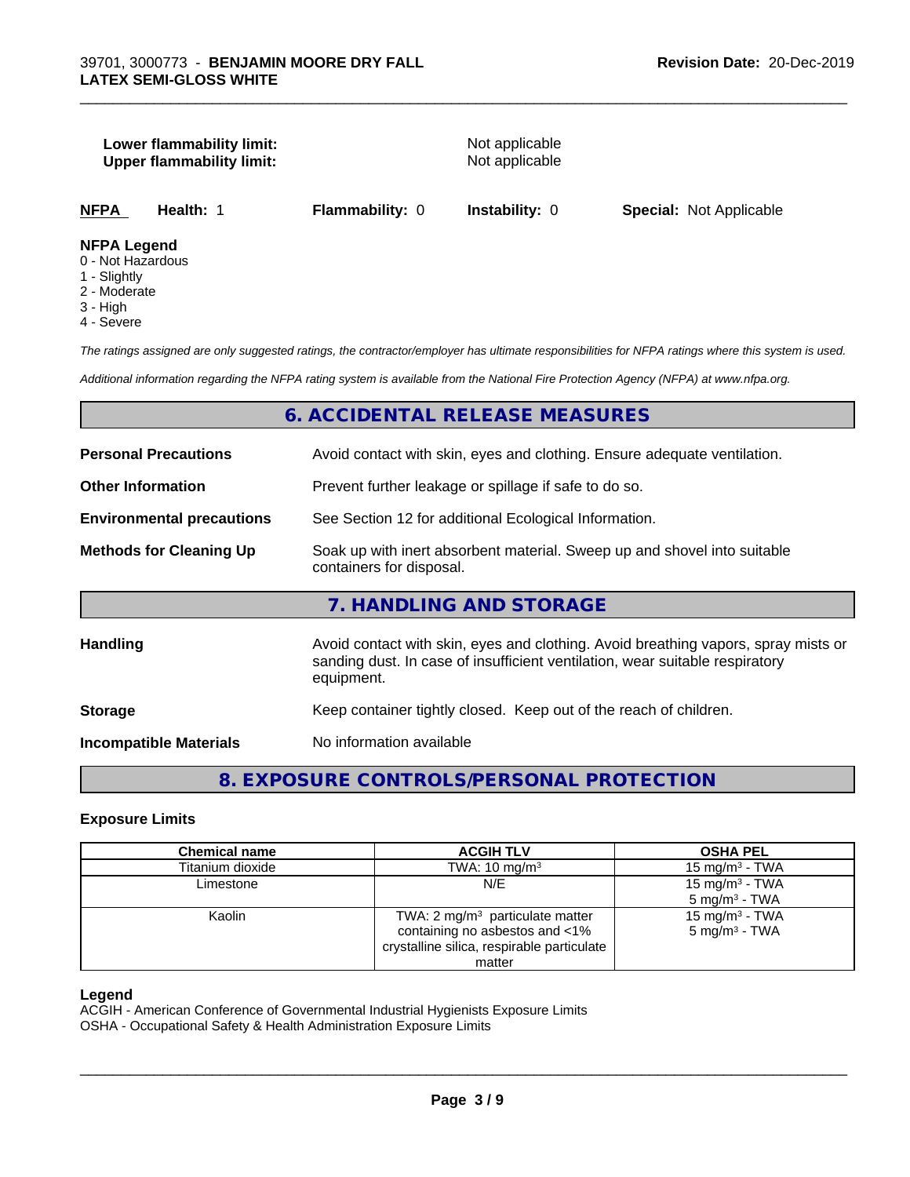**Lower flammability limit:** Not applicable
**Upper flammability limit:** Not applicable

| **NFPA** | **Health:** 1 | **Flammability:** 0 | **Instability:** 0 | **Special:** Not Applicable |
|---|---|---|---|---|

**NFPA Legend**
0 - Not Hazardous
1 - Slightly
2 - Moderate
3 - High
4 - Severe

*The ratings assigned are only suggested ratings, the contractor/employer has ultimate responsibilities for NFPA ratings where this system is used.*

*Additional information regarding the NFPA rating system is available from the National Fire Protection Agency (NFPA) at www.nfpa.org.*

## 6. ACCIDENTAL RELEASE MEASURES

**Personal Precautions** Avoid contact with skin, eyes and clothing. Ensure adequate ventilation.

**Other Information** Prevent further leakage or spillage if safe to do so.

**Environmental precautions** See Section 12 for additional Ecological Information.

**Methods for Cleaning Up** Soak up with inert absorbent material. Sweep up and shovel into suitable containers for disposal.

## 7. HANDLING AND STORAGE

**Handling** Avoid contact with skin, eyes and clothing. Avoid breathing vapors, spray mists or sanding dust. In case of insufficient ventilation, wear suitable respiratory equipment.

**Storage** Keep container tightly closed. Keep out of the reach of children.

**Incompatible Materials** No information available

## 8. EXPOSURE CONTROLS/PERSONAL PROTECTION

### Exposure Limits

| Chemical name | ACGIH TLV | OSHA PEL |
|---|---|---|
| Titanium dioxide | TWA: 10 mg/m³ | 15 mg/m³ - TWA |
| Limestone | N/E | 15 mg/m³ - TWA<br>5 mg/m³ - TWA |
| Kaolin | TWA: 2 mg/m³ particulate matter containing no asbestos and <1% crystalline silica, respirable particulate matter | 15 mg/m³ - TWA<br>5 mg/m³ - TWA |

**Legend**
ACGIH - American Conference of Governmental Industrial Hygienists Exposure Limits
OSHA - Occupational Safety & Health Administration Exposure Limits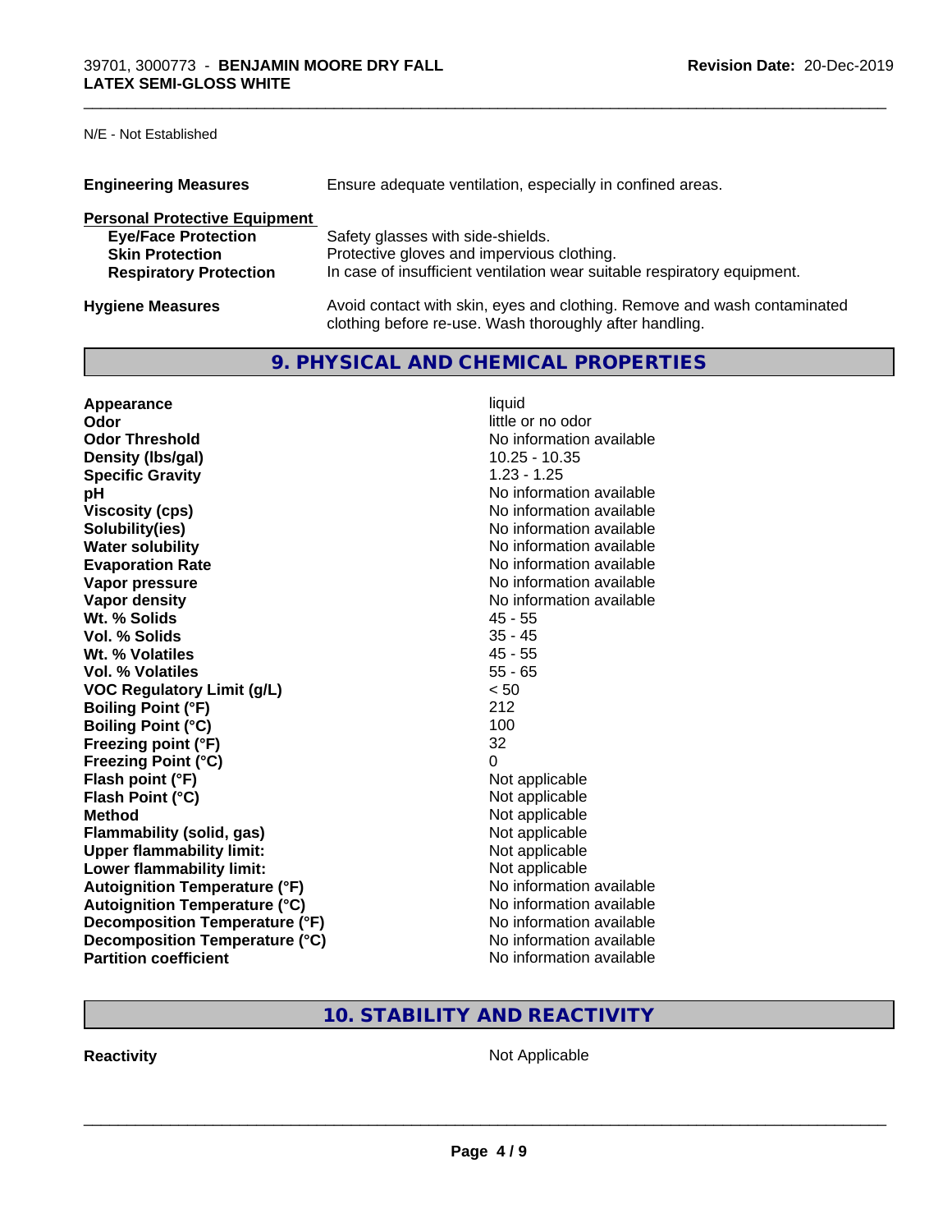N/E - Not Established

| | |
|---|---|
| **Engineering Measures** | Ensure adequate ventilation, especially in confined areas. |

**Personal Protective Equipment**

| | |
|---|---|
| **Eye/Face Protection** | Safety glasses with side-shields. |
| **Skin Protection** | Protective gloves and impervious clothing. |
| **Respiratory Protection** | In case of insufficient ventilation wear suitable respiratory equipment. |

| | |
|---|---|
| **Hygiene Measures** | Avoid contact with skin, eyes and clothing. Remove and wash contaminated clothing before re-use. Wash thoroughly after handling. |

## 9. PHYSICAL AND CHEMICAL PROPERTIES

| | |
|---|---|
| **Appearance** | liquid |
| **Odor** | little or no odor |
| **Odor Threshold** | No information available |
| **Density (lbs/gal)** | 10.25 - 10.35 |
| **Specific Gravity** | 1.23 - 1.25 |
| **pH** | No information available |
| **Viscosity (cps)** | No information available |
| **Solubility(ies)** | No information available |
| **Water solubility** | No information available |
| **Evaporation Rate** | No information available |
| **Vapor pressure** | No information available |
| **Vapor density** | No information available |
| **Wt. % Solids** | 45 - 55 |
| **Vol. % Solids** | 35 - 45 |
| **Wt. % Volatiles** | 45 - 55 |
| **Vol. % Volatiles** | 55 - 65 |
| **VOC Regulatory Limit (g/L)** | < 50 |
| **Boiling Point (°F)** | 212 |
| **Boiling Point (°C)** | 100 |
| **Freezing point (°F)** | 32 |
| **Freezing Point (°C)** | 0 |
| **Flash point (°F)** | Not applicable |
| **Flash Point (°C)** | Not applicable |
| **Method** | Not applicable |
| **Flammability (solid, gas)** | Not applicable |
| **Upper flammability limit:** | Not applicable |
| **Lower flammability limit:** | Not applicable |
| **Autoignition Temperature (°F)** | No information available |
| **Autoignition Temperature (°C)** | No information available |
| **Decomposition Temperature (°F)** | No information available |
| **Decomposition Temperature (°C)** | No information available |
| **Partition coefficient** | No information available |

## 10. STABILITY AND REACTIVITY

| | |
|---|---|
| **Reactivity** | Not Applicable |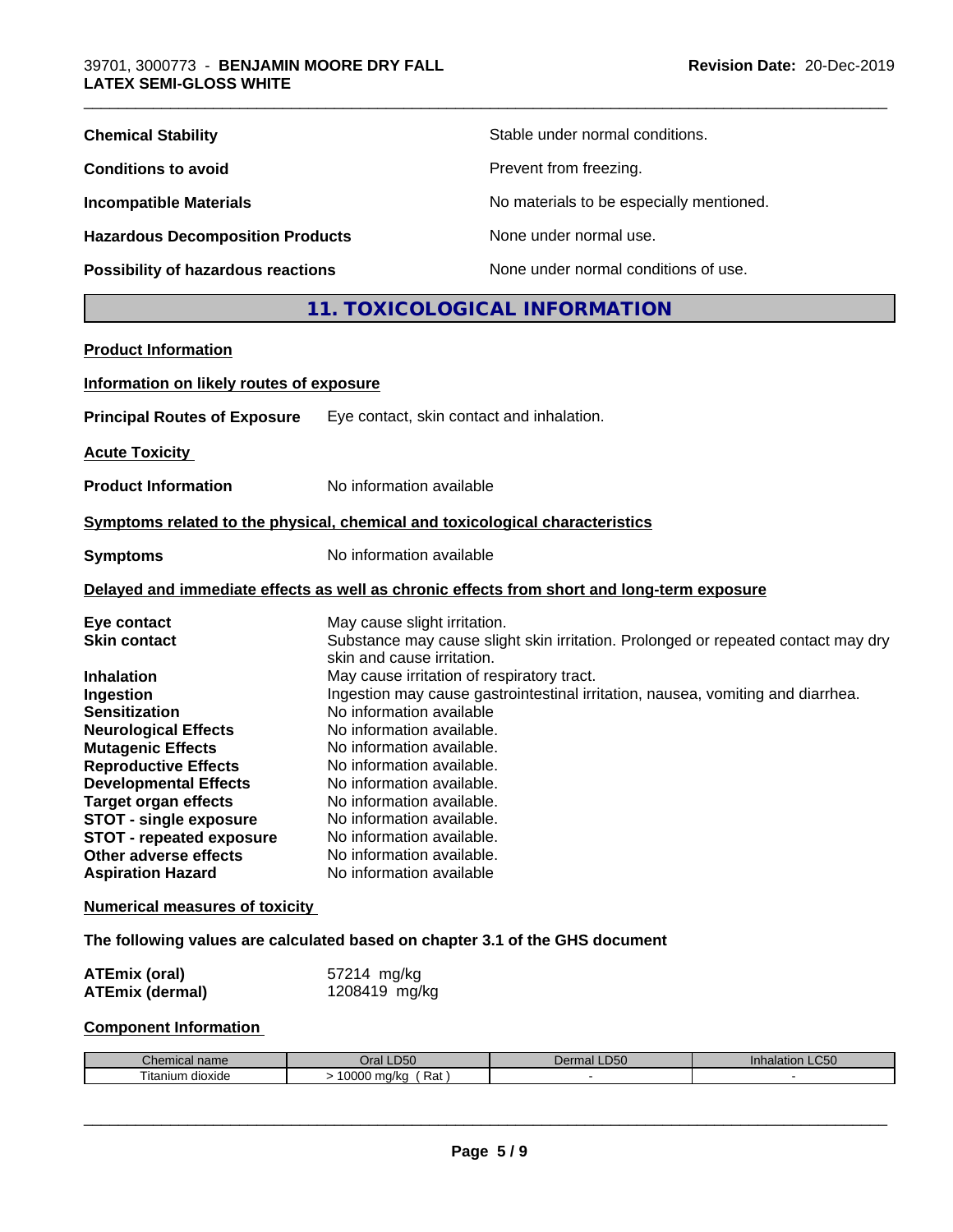**Chemical Stability** Stable under normal conditions.

**Conditions to avoid** Prevent from freezing.

**Incompatible Materials** No materials to be especially mentioned.

**Hazardous Decomposition Products** None under normal use.

**Possibility of hazardous reactions** None under normal conditions of use.

## 11. TOXICOLOGICAL INFORMATION

**Product Information**

**Information on likely routes of exposure**

**Principal Routes of Exposure** Eye contact, skin contact and inhalation.

**Acute Toxicity**

**Product Information** No information available

**Symptoms related to the physical, chemical and toxicological characteristics**

**Symptoms** No information available

**Delayed and immediate effects as well as chronic effects from short and long-term exposure**

**Eye contact** May cause slight irritation.
**Skin contact** Substance may cause slight skin irritation. Prolonged or repeated contact may dry skin and cause irritation.
**Inhalation** May cause irritation of respiratory tract.
**Ingestion** Ingestion may cause gastrointestinal irritation, nausea, vomiting and diarrhea.
**Sensitization** No information available
**Neurological Effects** No information available.
**Mutagenic Effects** No information available.
**Reproductive Effects** No information available.
**Developmental Effects** No information available.
**Target organ effects** No information available.
**STOT - single exposure** No information available.
**STOT - repeated exposure** No information available.
**Other adverse effects** No information available.
**Aspiration Hazard** No information available

**Numerical measures of toxicity**

**The following values are calculated based on chapter 3.1 of the GHS document**

**ATEmix (oral)** 57214 mg/kg
**ATEmix (dermal)** 1208419 mg/kg

**Component Information**

| Chemical name | Oral LD50 | Dermal LD50 | Inhalation LC50 |
|---|---|---|---|
| Titanium dioxide | > 10000 mg/kg ( Rat ) | - | - |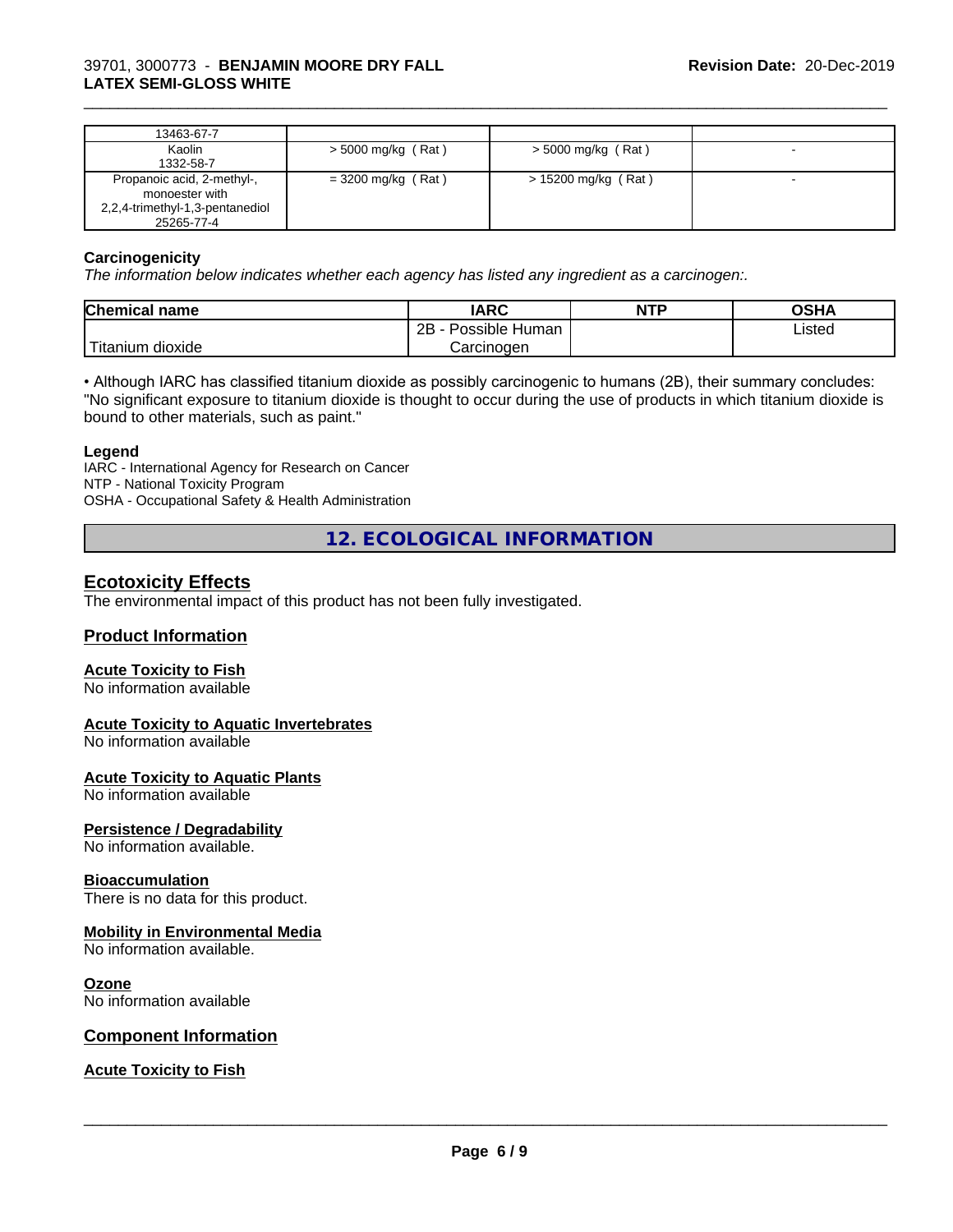| | | | |
|---|---|---|---|
| 13463-67-7 | | | |
| Kaolin<br>1332-58-7 | > 5000 mg/kg ( Rat ) | > 5000 mg/kg ( Rat ) | - |
| Propanoic acid, 2-methyl-, monoester with 2,2,4-trimethyl-1,3-pentanediol<br>25265-77-4 | = 3200 mg/kg ( Rat ) | > 15200 mg/kg ( Rat ) | - |

**Carcinogenicity**

*The information below indicates whether each agency has listed any ingredient as a carcinogen:.*

| Chemical name | IARC | NTP | OSHA |
|---|---|---|---|
| Titanium dioxide | 2B - Possible Human Carcinogen | | Listed |

• Although IARC has classified titanium dioxide as possibly carcinogenic to humans (2B), their summary concludes: "No significant exposure to titanium dioxide is thought to occur during the use of products in which titanium dioxide is bound to other materials, such as paint."

**Legend**

IARC - International Agency for Research on Cancer
NTP - National Toxicity Program
OSHA - Occupational Safety & Health Administration

# 12. ECOLOGICAL INFORMATION

## Ecotoxicity Effects

The environmental impact of this product has not been fully investigated.

## Product Information

### Acute Toxicity to Fish

No information available

### Acute Toxicity to Aquatic Invertebrates

No information available

### Acute Toxicity to Aquatic Plants

No information available

### Persistence / Degradability

No information available.

### Bioaccumulation

There is no data for this product.

### Mobility in Environmental Media

No information available.

### Ozone

No information available

## Component Information

### Acute Toxicity to Fish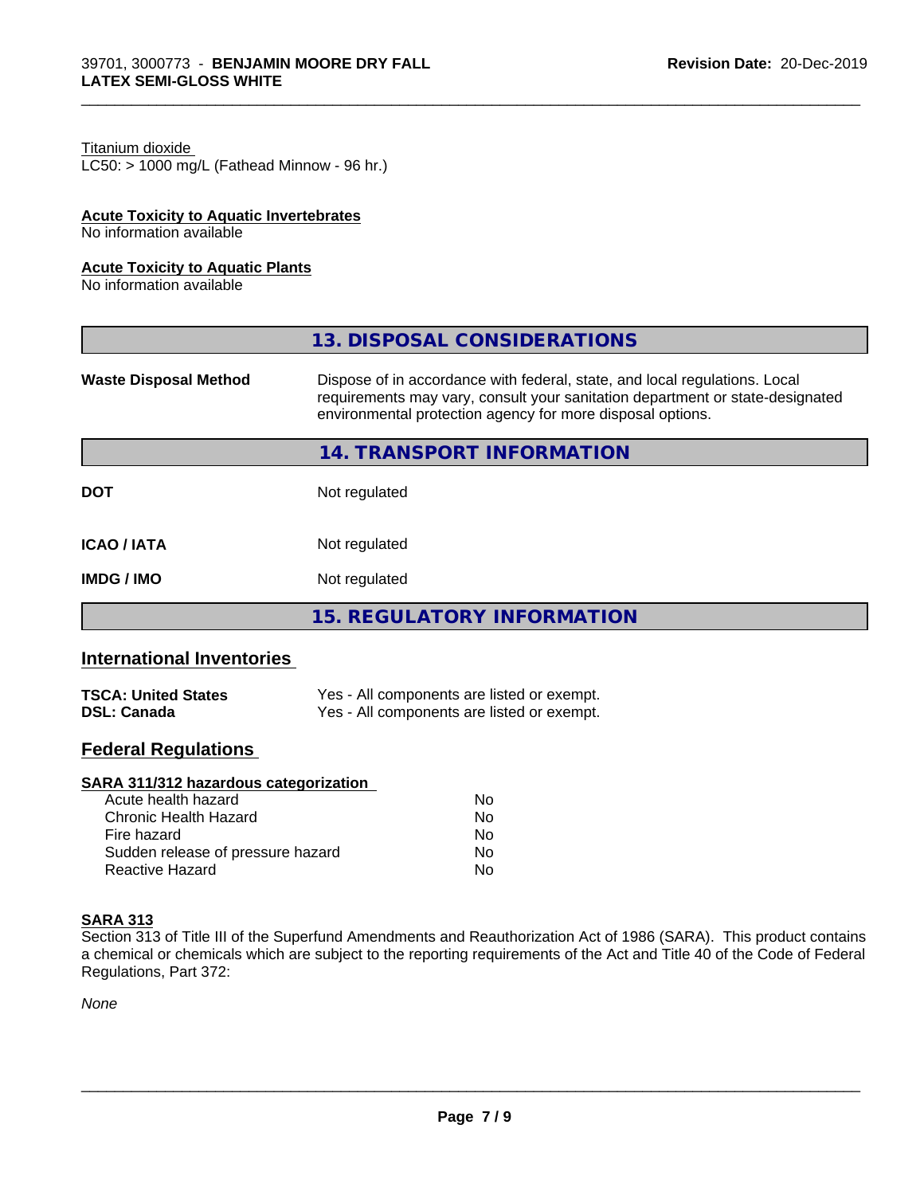Titanium dioxide
LC50: > 1000 mg/L (Fathead Minnow - 96 hr.)

**Acute Toxicity to Aquatic Invertebrates**
No information available

**Acute Toxicity to Aquatic Plants**
No information available

## 13. DISPOSAL CONSIDERATIONS

| | |
|---|---|
| **Waste Disposal Method** | Dispose of in accordance with federal, state, and local regulations. Local requirements may vary, consult your sanitation department or state-designated environmental protection agency for more disposal options. |

## 14. TRANSPORT INFORMATION

| | |
|---|---|
| **DOT** | Not regulated |
| **ICAO / IATA** | Not regulated |
| **IMDG / IMO** | Not regulated |

## 15. REGULATORY INFORMATION

### International Inventories

| | |
|---|---|
| **TSCA: United States** | Yes - All components are listed or exempt. |
| **DSL: Canada** | Yes - All components are listed or exempt. |

### Federal Regulations

**SARA 311/312 hazardous categorization**

| | |
|---|---|
| Acute health hazard | No |
| Chronic Health Hazard | No |
| Fire hazard | No |
| Sudden release of pressure hazard | No |
| Reactive Hazard | No |

**SARA 313**
Section 313 of Title III of the Superfund Amendments and Reauthorization Act of 1986 (SARA). This product contains a chemical or chemicals which are subject to the reporting requirements of the Act and Title 40 of the Code of Federal Regulations, Part 372:

*None*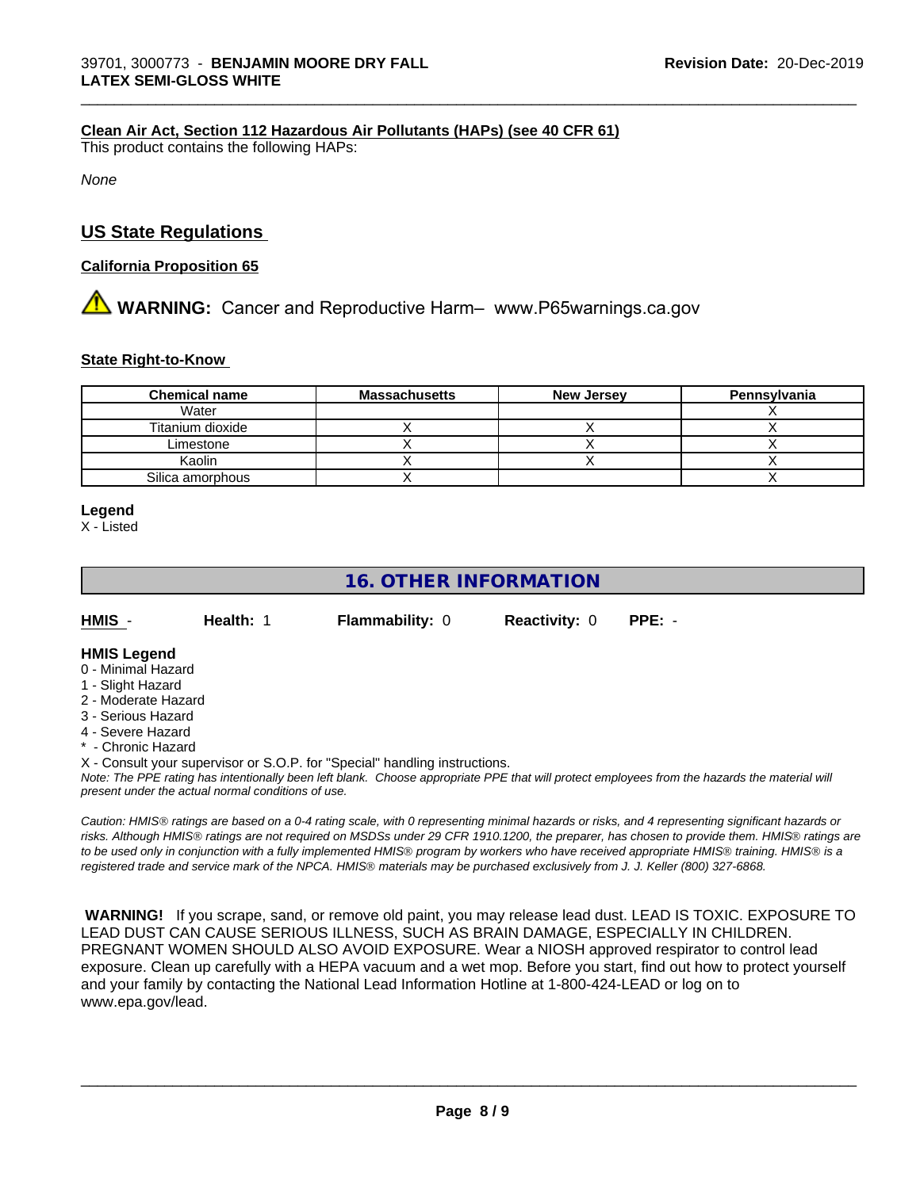**Clean Air Act, Section 112 Hazardous Air Pollutants (HAPs) (see 40 CFR 61)**

This product contains the following HAPs:

*None*

## US State Regulations

**California Proposition 65**

⚠ **WARNING:** Cancer and Reproductive Harm– www.P65warnings.ca.gov

**State Right-to-Know**

| Chemical name | Massachusetts | New Jersey | Pennsylvania |
|---|---|---|---|
| Water | | | X |
| Titanium dioxide | X | X | X |
| Limestone | X | X | X |
| Kaolin | X | X | X |
| Silica amorphous | X | | X |

**Legend**

X - Listed

## 16. OTHER INFORMATION

**HMIS** - **Health:** 1 **Flammability:** 0 **Reactivity:** 0 **PPE:** -

**HMIS Legend**

0 - Minimal Hazard
1 - Slight Hazard
2 - Moderate Hazard
3 - Serious Hazard
4 - Severe Hazard
* - Chronic Hazard
X - Consult your supervisor or S.O.P. for "Special" handling instructions.

*Note: The PPE rating has intentionally been left blank. Choose appropriate PPE that will protect employees from the hazards the material will present under the actual normal conditions of use.*

*Caution: HMIS® ratings are based on a 0-4 rating scale, with 0 representing minimal hazards or risks, and 4 representing significant hazards or risks. Although HMIS® ratings are not required on MSDSs under 29 CFR 1910.1200, the preparer, has chosen to provide them. HMIS® ratings are to be used only in conjunction with a fully implemented HMIS® program by workers who have received appropriate HMIS® training. HMIS® is a registered trade and service mark of the NPCA. HMIS® materials may be purchased exclusively from J. J. Keller (800) 327-6868.*

**WARNING!** If you scrape, sand, or remove old paint, you may release lead dust. LEAD IS TOXIC. EXPOSURE TO LEAD DUST CAN CAUSE SERIOUS ILLNESS, SUCH AS BRAIN DAMAGE, ESPECIALLY IN CHILDREN. PREGNANT WOMEN SHOULD ALSO AVOID EXPOSURE. Wear a NIOSH approved respirator to control lead exposure. Clean up carefully with a HEPA vacuum and a wet mop. Before you start, find out how to protect yourself and your family by contacting the National Lead Information Hotline at 1-800-424-LEAD or log on to www.epa.gov/lead.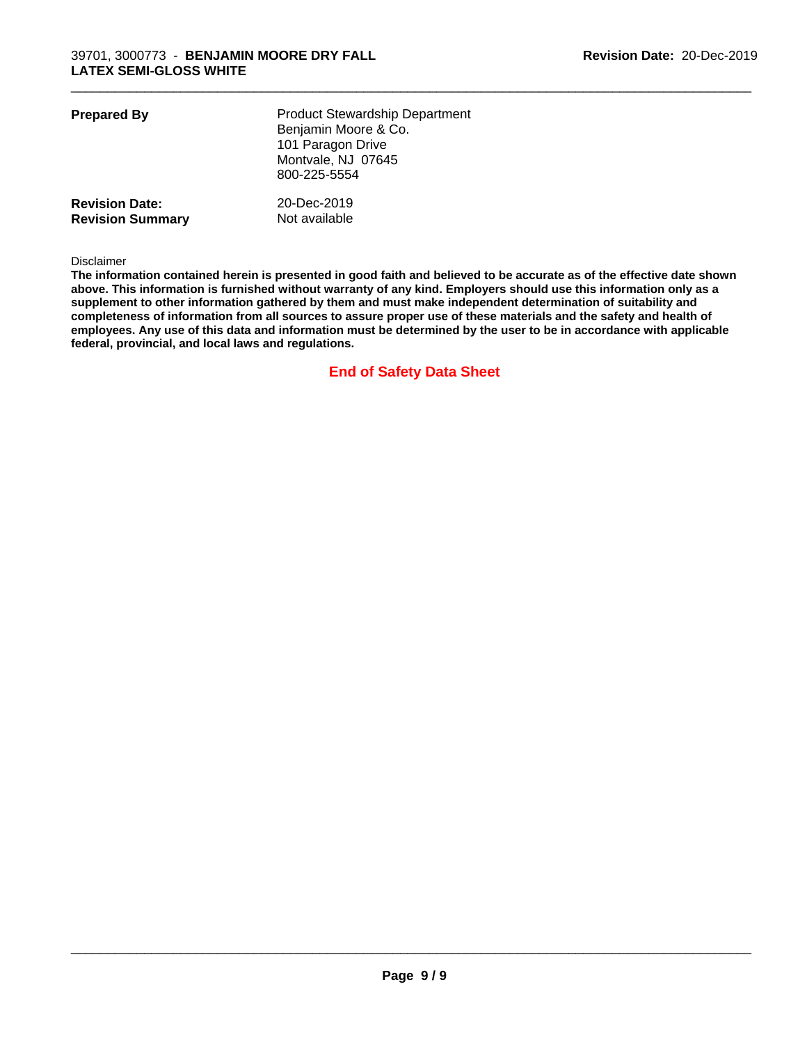| | |
|---|---|
| **Prepared By** | Product Stewardship Department<br>Benjamin Moore & Co.<br>101 Paragon Drive<br>Montvale, NJ 07645<br>800-225-5554 |
| **Revision Date:** | 20-Dec-2019 |
| **Revision Summary** | Not available |

Disclaimer

**The information contained herein is presented in good faith and believed to be accurate as of the effective date shown above. This information is furnished without warranty of any kind. Employers should use this information only as a supplement to other information gathered by them and must make independent determination of suitability and completeness of information from all sources to assure proper use of these materials and the safety and health of employees. Any use of this data and information must be determined by the user to be in accordance with applicable federal, provincial, and local laws and regulations.**

**End of Safety Data Sheet**